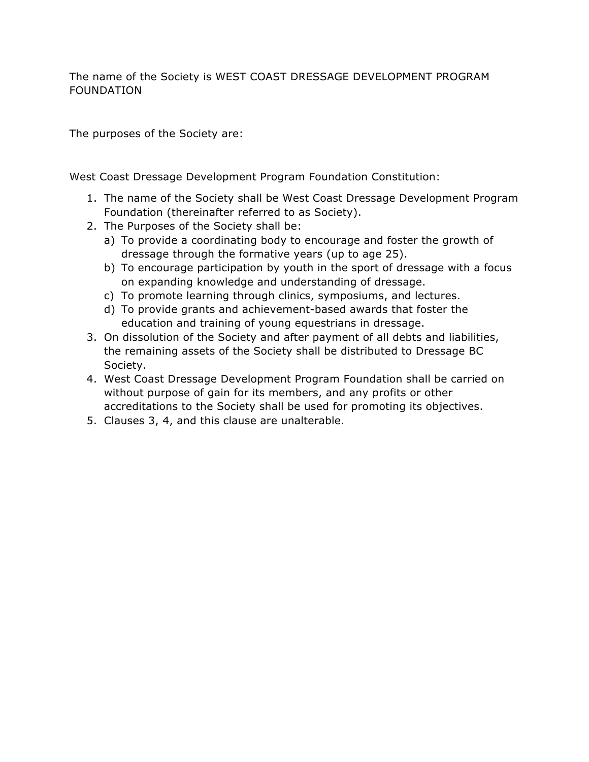The name of the Society is WEST COAST DRESSAGE DEVELOPMENT PROGRAM FOUNDATION

The purposes of the Society are:

West Coast Dressage Development Program Foundation Constitution:

1. The name of the Society shall be West Coast Dressage Development Program Foundation (thereinafter referred to as Society).
2. The Purposes of the Society shall be:
   a) To provide a coordinating body to encourage and foster the growth of dressage through the formative years (up to age 25).
   b) To encourage participation by youth in the sport of dressage with a focus on expanding knowledge and understanding of dressage.
   c) To promote learning through clinics, symposiums, and lectures.
   d) To provide grants and achievement-based awards that foster the education and training of young equestrians in dressage.
3. On dissolution of the Society and after payment of all debts and liabilities, the remaining assets of the Society shall be distributed to Dressage BC Society.
4. West Coast Dressage Development Program Foundation shall be carried on without purpose of gain for its members, and any profits or other accreditations to the Society shall be used for promoting its objectives.
5. Clauses 3, 4, and this clause are unalterable.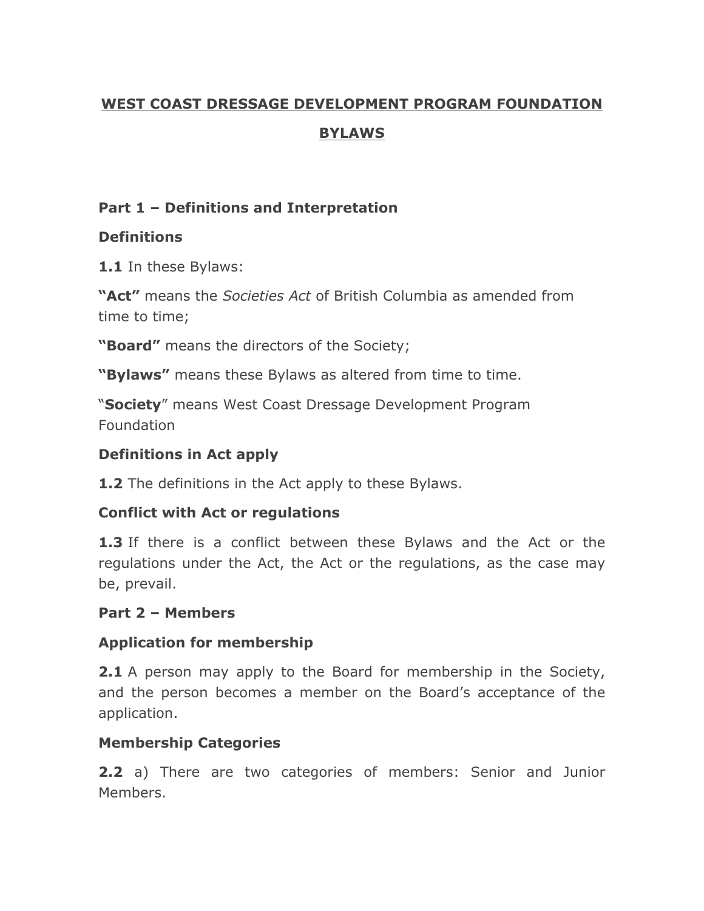# WEST COAST DRESSAGE DEVELOPMENT PROGRAM FOUNDATION BYLAWS

## Part 1 – Definitions and Interpretation

### Definitions

**1.1** In these Bylaws:

**"Act"** means the *Societies Act* of British Columbia as amended from time to time;

**"Board"** means the directors of the Society;

**"Bylaws"** means these Bylaws as altered from time to time.

"**Society**" means West Coast Dressage Development Program Foundation

### Definitions in Act apply

**1.2** The definitions in the Act apply to these Bylaws.

### Conflict with Act or regulations

**1.3** If there is a conflict between these Bylaws and the Act or the regulations under the Act, the Act or the regulations, as the case may be, prevail.

## Part 2 – Members

### Application for membership

**2.1** A person may apply to the Board for membership in the Society, and the person becomes a member on the Board's acceptance of the application.

### Membership Categories

**2.2** a) There are two categories of members: Senior and Junior Members.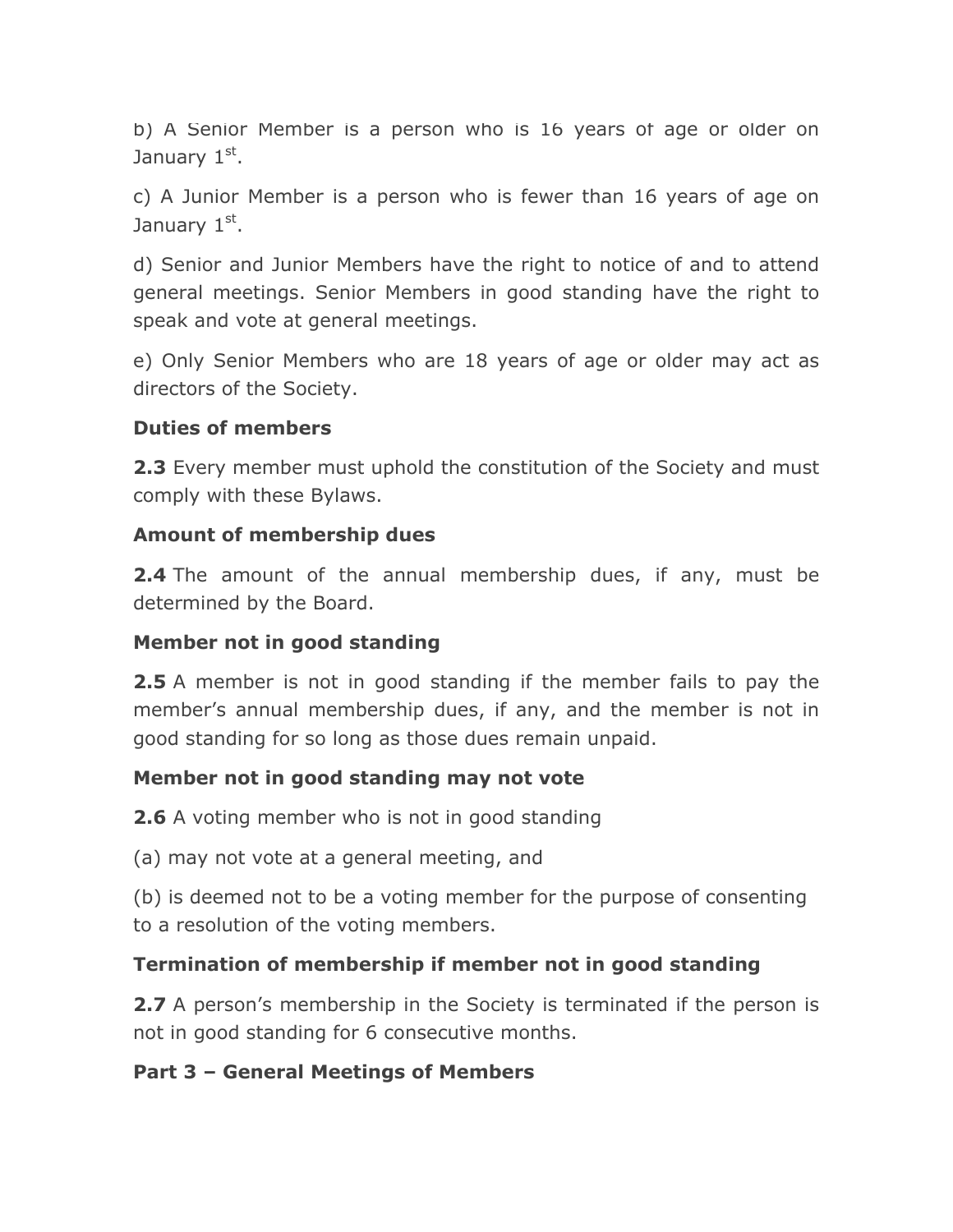b) A Senior Member is a person who is 16 years of age or older on January 1st.

c) A Junior Member is a person who is fewer than 16 years of age on January 1st.

d) Senior and Junior Members have the right to notice of and to attend general meetings. Senior Members in good standing have the right to speak and vote at general meetings.

e) Only Senior Members who are 18 years of age or older may act as directors of the Society.

**Duties of members**

**2.3** Every member must uphold the constitution of the Society and must comply with these Bylaws.

**Amount of membership dues**

**2.4** The amount of the annual membership dues, if any, must be determined by the Board.

**Member not in good standing**

**2.5** A member is not in good standing if the member fails to pay the member's annual membership dues, if any, and the member is not in good standing for so long as those dues remain unpaid.

**Member not in good standing may not vote**

**2.6** A voting member who is not in good standing

(a) may not vote at a general meeting, and

(b) is deemed not to be a voting member for the purpose of consenting to a resolution of the voting members.

**Termination of membership if member not in good standing**

**2.7** A person's membership in the Society is terminated if the person is not in good standing for 6 consecutive months.

## Part 3 – General Meetings of Members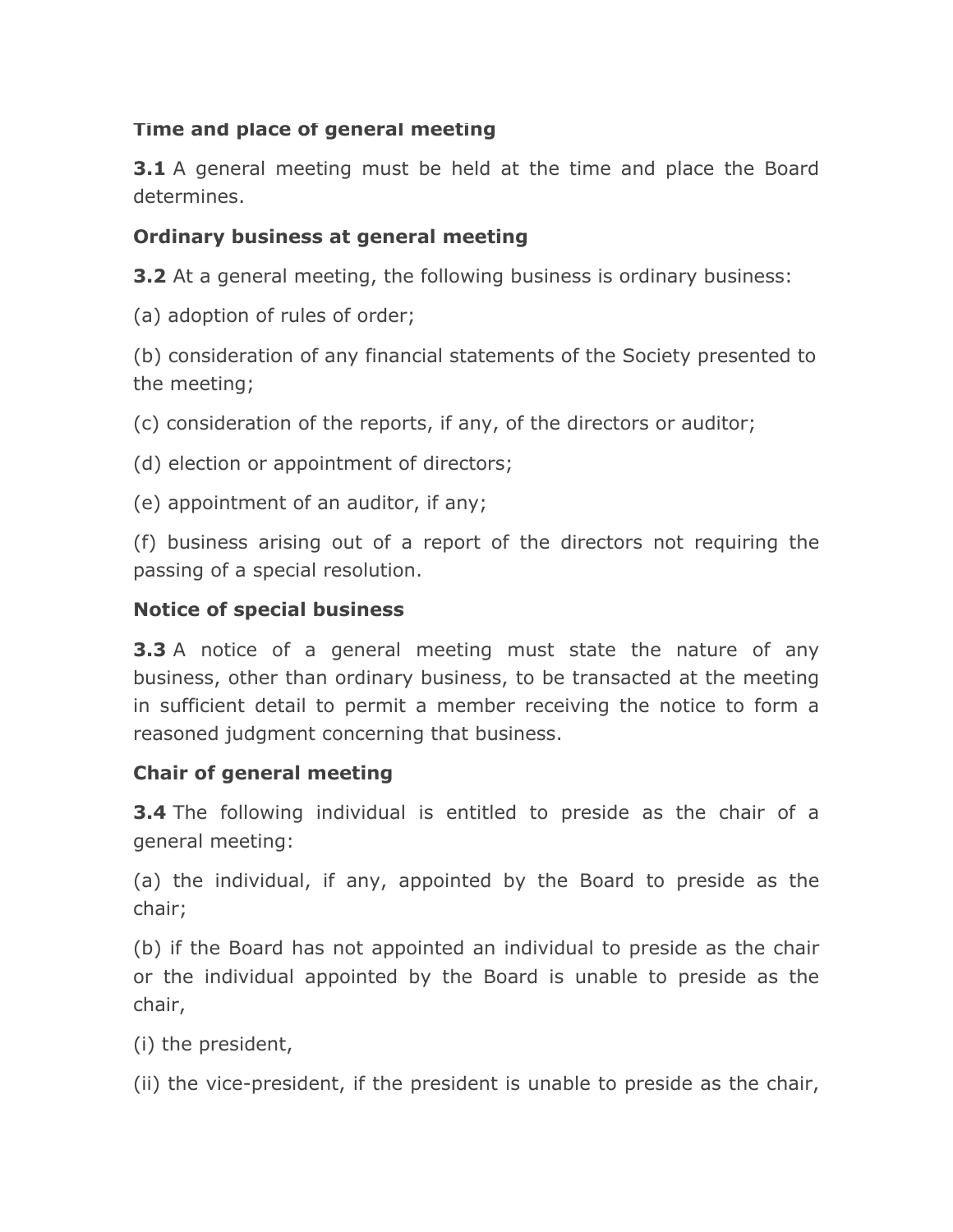**Time and place of general meeting**

**3.1** A general meeting must be held at the time and place the Board determines.

**Ordinary business at general meeting**

**3.2** At a general meeting, the following business is ordinary business:

(a) adoption of rules of order;

(b) consideration of any financial statements of the Society presented to the meeting;

(c) consideration of the reports, if any, of the directors or auditor;

(d) election or appointment of directors;

(e) appointment of an auditor, if any;

(f) business arising out of a report of the directors not requiring the passing of a special resolution.

**Notice of special business**

**3.3** A notice of a general meeting must state the nature of any business, other than ordinary business, to be transacted at the meeting in sufficient detail to permit a member receiving the notice to form a reasoned judgment concerning that business.

**Chair of general meeting**

**3.4** The following individual is entitled to preside as the chair of a general meeting:

(a) the individual, if any, appointed by the Board to preside as the chair;

(b) if the Board has not appointed an individual to preside as the chair or the individual appointed by the Board is unable to preside as the chair,

(i) the president,

(ii) the vice-president, if the president is unable to preside as the chair,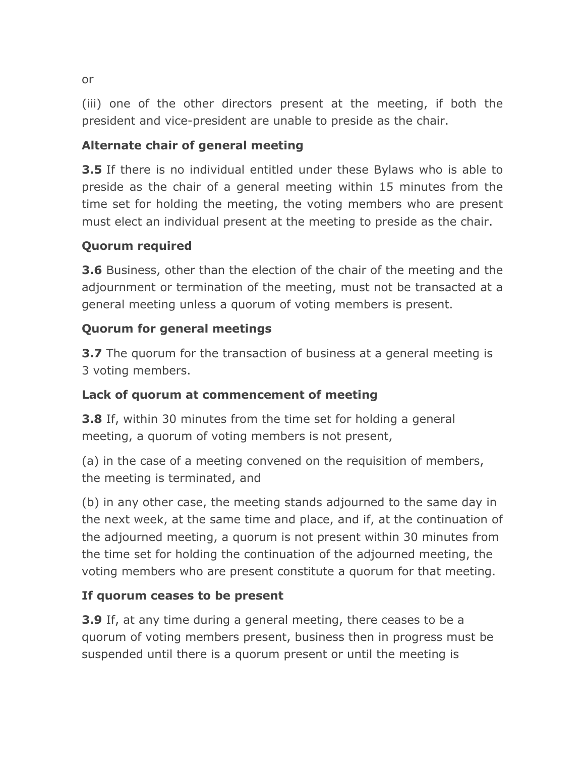or

(iii) one of the other directors present at the meeting, if both the president and vice-president are unable to preside as the chair.

### Alternate chair of general meeting

**3.5** If there is no individual entitled under these Bylaws who is able to preside as the chair of a general meeting within 15 minutes from the time set for holding the meeting, the voting members who are present must elect an individual present at the meeting to preside as the chair.

### Quorum required

**3.6** Business, other than the election of the chair of the meeting and the adjournment or termination of the meeting, must not be transacted at a general meeting unless a quorum of voting members is present.

### Quorum for general meetings

**3.7** The quorum for the transaction of business at a general meeting is 3 voting members.

### Lack of quorum at commencement of meeting

**3.8** If, within 30 minutes from the time set for holding a general meeting, a quorum of voting members is not present,

(a) in the case of a meeting convened on the requisition of members, the meeting is terminated, and

(b) in any other case, the meeting stands adjourned to the same day in the next week, at the same time and place, and if, at the continuation of the adjourned meeting, a quorum is not present within 30 minutes from the time set for holding the continuation of the adjourned meeting, the voting members who are present constitute a quorum for that meeting.

### If quorum ceases to be present

**3.9** If, at any time during a general meeting, there ceases to be a quorum of voting members present, business then in progress must be suspended until there is a quorum present or until the meeting is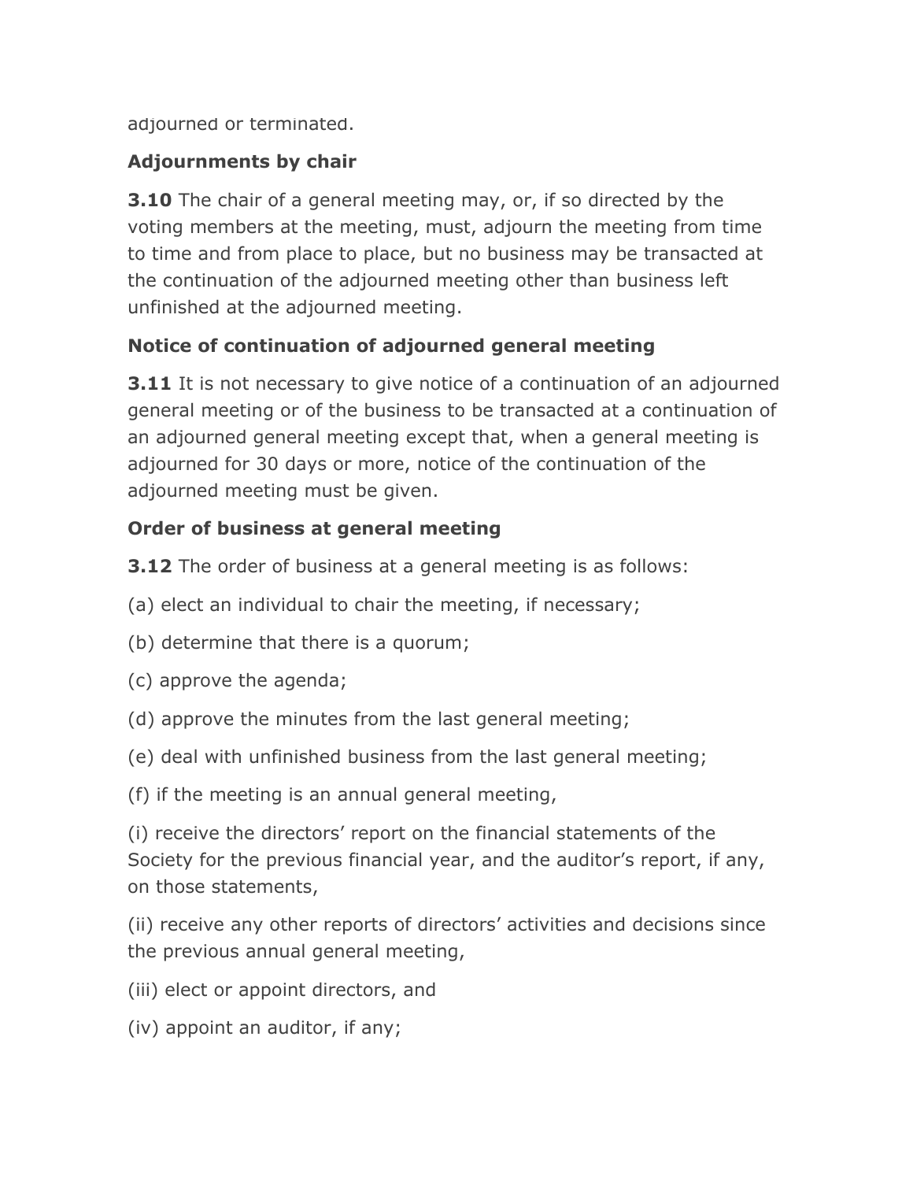adjourned or terminated.

**Adjournments by chair**

**3.10** The chair of a general meeting may, or, if so directed by the voting members at the meeting, must, adjourn the meeting from time to time and from place to place, but no business may be transacted at the continuation of the adjourned meeting other than business left unfinished at the adjourned meeting.

**Notice of continuation of adjourned general meeting**

**3.11** It is not necessary to give notice of a continuation of an adjourned general meeting or of the business to be transacted at a continuation of an adjourned general meeting except that, when a general meeting is adjourned for 30 days or more, notice of the continuation of the adjourned meeting must be given.

**Order of business at general meeting**

**3.12** The order of business at a general meeting is as follows:

(a) elect an individual to chair the meeting, if necessary;

(b) determine that there is a quorum;

(c) approve the agenda;

(d) approve the minutes from the last general meeting;

(e) deal with unfinished business from the last general meeting;

(f) if the meeting is an annual general meeting,

(i) receive the directors' report on the financial statements of the Society for the previous financial year, and the auditor's report, if any, on those statements,

(ii) receive any other reports of directors' activities and decisions since the previous annual general meeting,

(iii) elect or appoint directors, and

(iv) appoint an auditor, if any;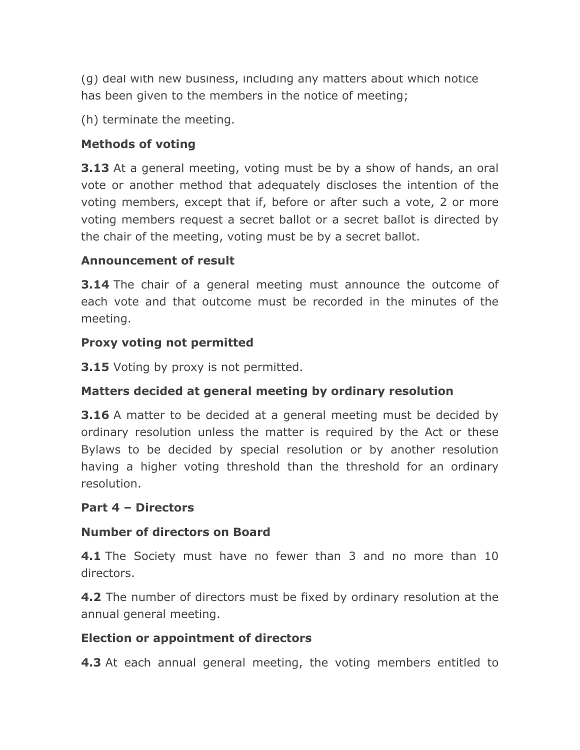(g) deal with new business, including any matters about which notice has been given to the members in the notice of meeting;

(h) terminate the meeting.

**Methods of voting**

**3.13** At a general meeting, voting must be by a show of hands, an oral vote or another method that adequately discloses the intention of the voting members, except that if, before or after such a vote, 2 or more voting members request a secret ballot or a secret ballot is directed by the chair of the meeting, voting must be by a secret ballot.

**Announcement of result**

**3.14** The chair of a general meeting must announce the outcome of each vote and that outcome must be recorded in the minutes of the meeting.

**Proxy voting not permitted**

**3.15** Voting by proxy is not permitted.

**Matters decided at general meeting by ordinary resolution**

**3.16** A matter to be decided at a general meeting must be decided by ordinary resolution unless the matter is required by the Act or these Bylaws to be decided by special resolution or by another resolution having a higher voting threshold than the threshold for an ordinary resolution.

**Part 4 – Directors**

**Number of directors on Board**

**4.1** The Society must have no fewer than 3 and no more than 10 directors.

**4.2** The number of directors must be fixed by ordinary resolution at the annual general meeting.

**Election or appointment of directors**

**4.3** At each annual general meeting, the voting members entitled to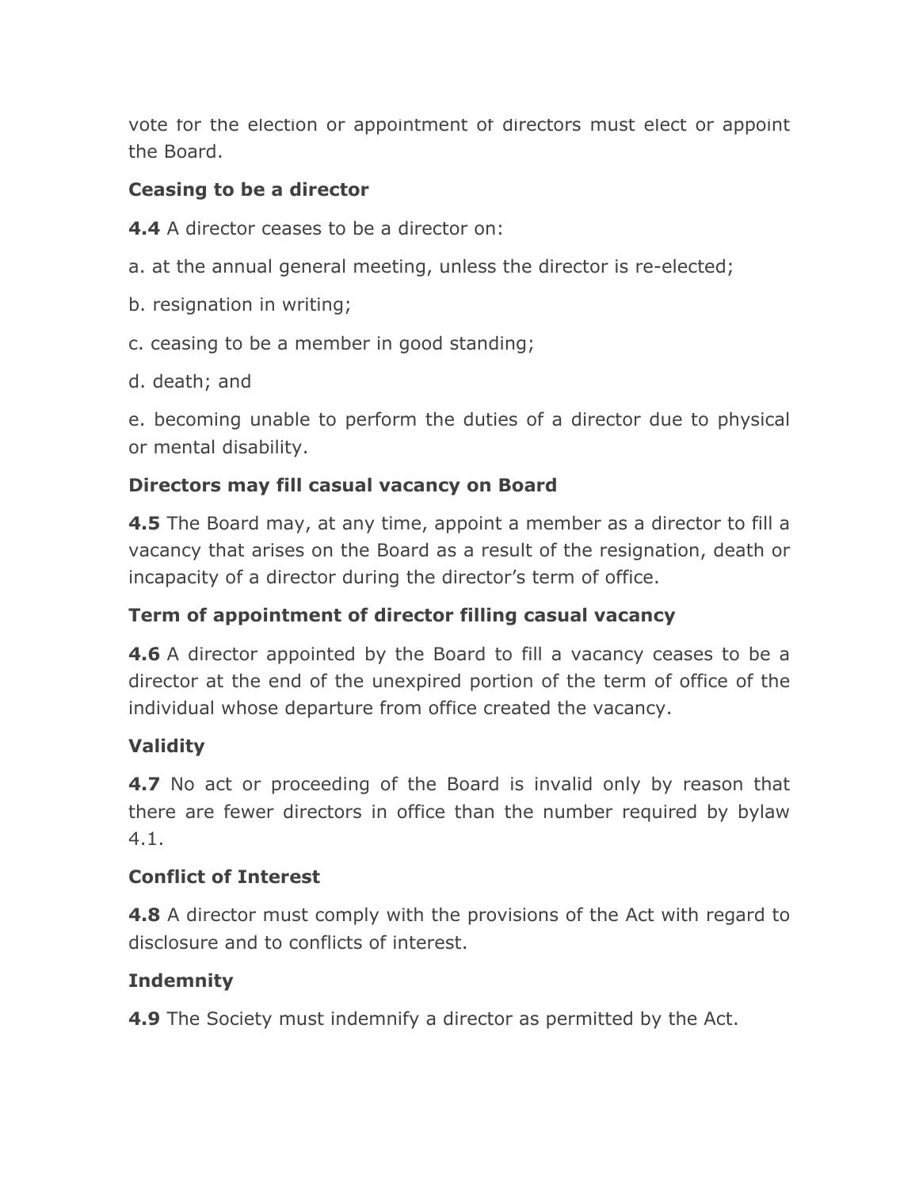vote for the election or appointment of directors must elect or appoint the Board.

**Ceasing to be a director**

**4.4** A director ceases to be a director on:

a. at the annual general meeting, unless the director is re-elected;

b. resignation in writing;

c. ceasing to be a member in good standing;

d. death; and

e. becoming unable to perform the duties of a director due to physical or mental disability.

**Directors may fill casual vacancy on Board**

**4.5** The Board may, at any time, appoint a member as a director to fill a vacancy that arises on the Board as a result of the resignation, death or incapacity of a director during the director's term of office.

**Term of appointment of director filling casual vacancy**

**4.6** A director appointed by the Board to fill a vacancy ceases to be a director at the end of the unexpired portion of the term of office of the individual whose departure from office created the vacancy.

**Validity**

**4.7** No act or proceeding of the Board is invalid only by reason that there are fewer directors in office than the number required by bylaw 4.1.

**Conflict of Interest**

**4.8** A director must comply with the provisions of the Act with regard to disclosure and to conflicts of interest.

**Indemnity**

**4.9** The Society must indemnify a director as permitted by the Act.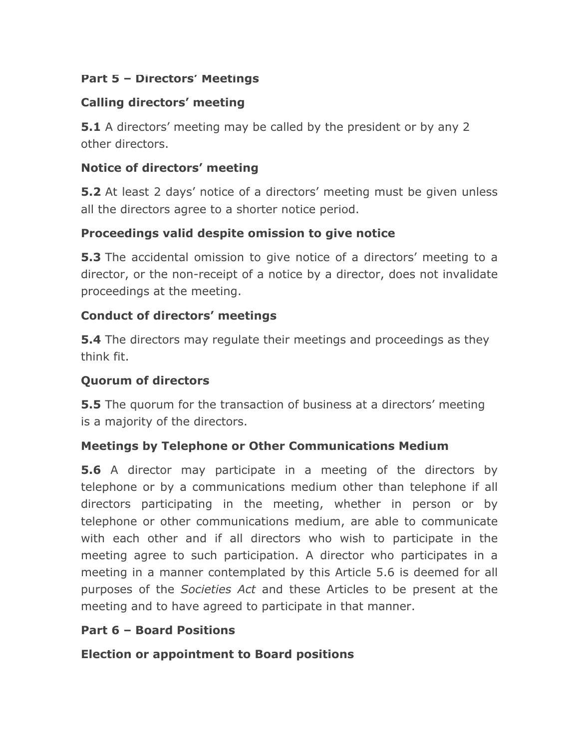## Part 5 – Directors' Meetings

### Calling directors' meeting

**5.1** A directors' meeting may be called by the president or by any 2 other directors.

### Notice of directors' meeting

**5.2** At least 2 days' notice of a directors' meeting must be given unless all the directors agree to a shorter notice period.

### Proceedings valid despite omission to give notice

**5.3** The accidental omission to give notice of a directors' meeting to a director, or the non-receipt of a notice by a director, does not invalidate proceedings at the meeting.

### Conduct of directors' meetings

**5.4** The directors may regulate their meetings and proceedings as they think fit.

### Quorum of directors

**5.5** The quorum for the transaction of business at a directors' meeting is a majority of the directors.

### Meetings by Telephone or Other Communications Medium

**5.6** A director may participate in a meeting of the directors by telephone or by a communications medium other than telephone if all directors participating in the meeting, whether in person or by telephone or other communications medium, are able to communicate with each other and if all directors who wish to participate in the meeting agree to such participation. A director who participates in a meeting in a manner contemplated by this Article 5.6 is deemed for all purposes of the *Societies Act* and these Articles to be present at the meeting and to have agreed to participate in that manner.

## Part 6 – Board Positions

### Election or appointment to Board positions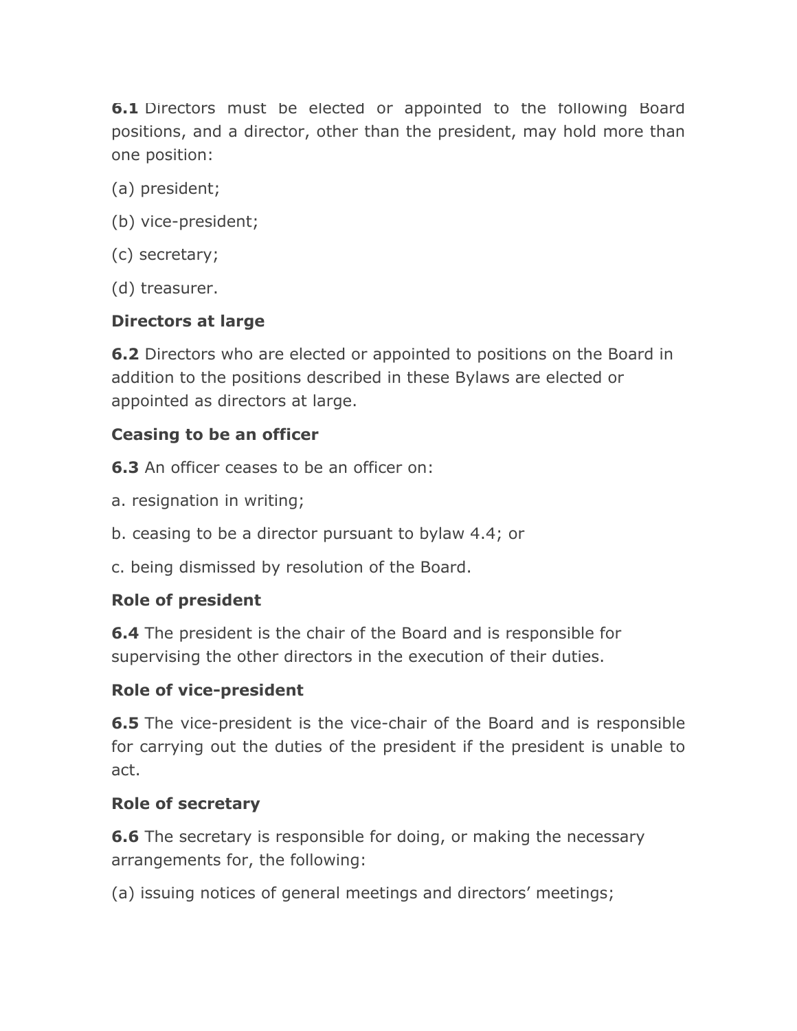**6.1** Directors must be elected or appointed to the following Board positions, and a director, other than the president, may hold more than one position:

(a) president;

(b) vice-president;

(c) secretary;

(d) treasurer.

**Directors at large**

**6.2** Directors who are elected or appointed to positions on the Board in addition to the positions described in these Bylaws are elected or appointed as directors at large.

**Ceasing to be an officer**

**6.3** An officer ceases to be an officer on:

a. resignation in writing;

b. ceasing to be a director pursuant to bylaw 4.4; or

c. being dismissed by resolution of the Board.

**Role of president**

**6.4** The president is the chair of the Board and is responsible for supervising the other directors in the execution of their duties.

**Role of vice-president**

**6.5** The vice-president is the vice-chair of the Board and is responsible for carrying out the duties of the president if the president is unable to act.

**Role of secretary**

**6.6** The secretary is responsible for doing, or making the necessary arrangements for, the following:

(a) issuing notices of general meetings and directors' meetings;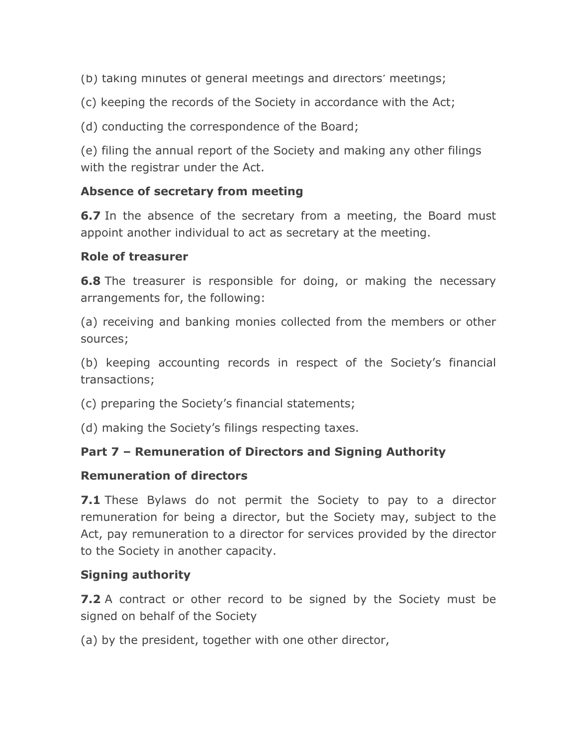(b) taking minutes of general meetings and directors' meetings;

(c) keeping the records of the Society in accordance with the Act;

(d) conducting the correspondence of the Board;

(e) filing the annual report of the Society and making any other filings with the registrar under the Act.

**Absence of secretary from meeting**

**6.7** In the absence of the secretary from a meeting, the Board must appoint another individual to act as secretary at the meeting.

**Role of treasurer**

**6.8** The treasurer is responsible for doing, or making the necessary arrangements for, the following:

(a) receiving and banking monies collected from the members or other sources;

(b) keeping accounting records in respect of the Society's financial transactions;

(c) preparing the Society's financial statements;

(d) making the Society's filings respecting taxes.

**Part 7 – Remuneration of Directors and Signing Authority**

**Remuneration of directors**

**7.1** These Bylaws do not permit the Society to pay to a director remuneration for being a director, but the Society may, subject to the Act, pay remuneration to a director for services provided by the director to the Society in another capacity.

**Signing authority**

**7.2** A contract or other record to be signed by the Society must be signed on behalf of the Society

(a) by the president, together with one other director,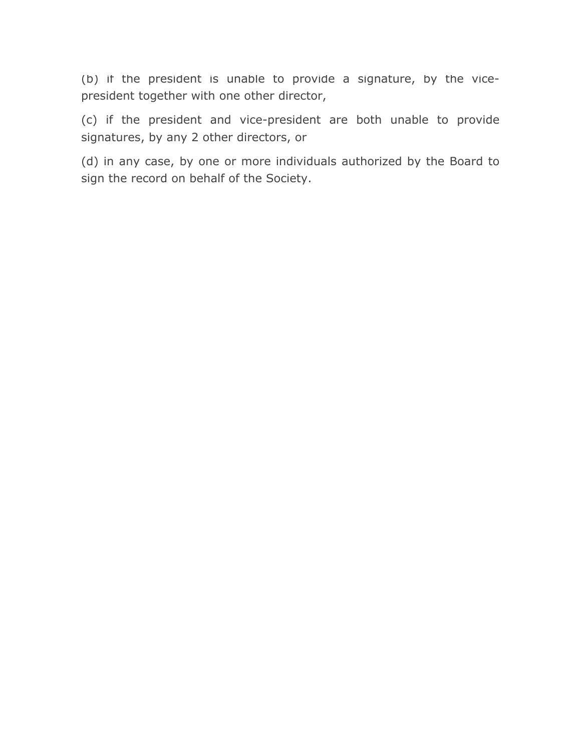(b) if the president is unable to provide a signature, by the vice-president together with one other director,

(c) if the president and vice-president are both unable to provide signatures, by any 2 other directors, or

(d) in any case, by one or more individuals authorized by the Board to sign the record on behalf of the Society.